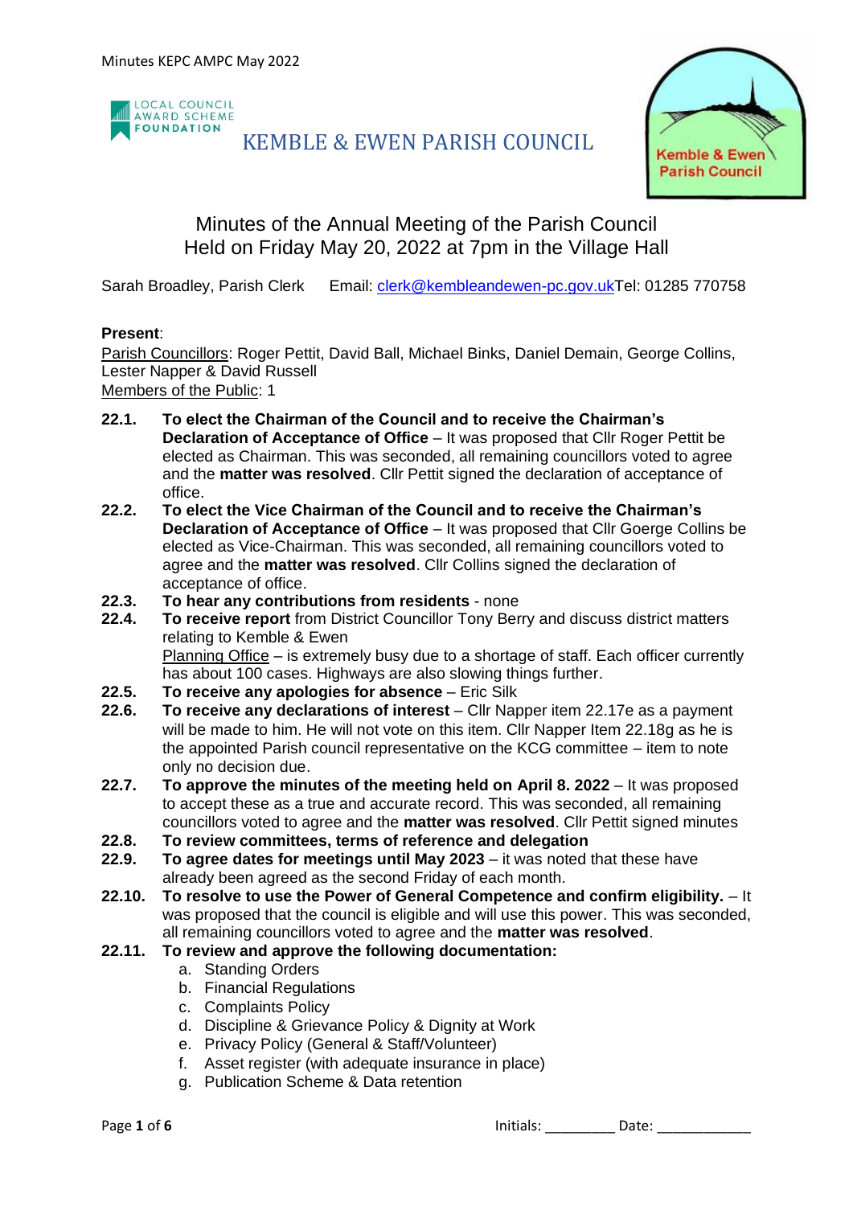LOCAL COUNCIL AWARD SCHEME FOUNDATION

# KEMBLE & EWEN PARISH COUNCIL

Kemble & Ewen Parish Council

## Minutes of the Annual Meeting of the Parish Council
## Held on Friday May 20, 2022 at 7pm in the Village Hall

Sarah Broadley, Parish Clerk Email: clerk@kembleandewen-pc.gov.ukTel: 01285 770758

**Present**:

Parish Councillors: Roger Pettit, David Ball, Michael Binks, Daniel Demain, George Collins, Lester Napper & David Russell

Members of the Public: 1

**22.1.** **To elect the Chairman of the Council and to receive the Chairman's Declaration of Acceptance of Office** – It was proposed that Cllr Roger Pettit be elected as Chairman. This was seconded, all remaining councillors voted to agree and the **matter was resolved**. Cllr Pettit signed the declaration of acceptance of office.

**22.2.** **To elect the Vice Chairman of the Council and to receive the Chairman's Declaration of Acceptance of Office** – It was proposed that Cllr Goerge Collins be elected as Vice-Chairman. This was seconded, all remaining councillors voted to agree and the **matter was resolved**. Cllr Collins signed the declaration of acceptance of office.

**22.3.** **To hear any contributions from residents** - none

**22.4.** **To receive report** from District Councillor Tony Berry and discuss district matters relating to Kemble & Ewen

Planning Office – is extremely busy due to a shortage of staff. Each officer currently has about 100 cases. Highways are also slowing things further.

**22.5.** **To receive any apologies for absence** – Eric Silk

**22.6.** **To receive any declarations of interest** – Cllr Napper item 22.17e as a payment will be made to him. He will not vote on this item. Cllr Napper Item 22.18g as he is the appointed Parish council representative on the KCG committee – item to note only no decision due.

**22.7.** **To approve the minutes of the meeting held on April 8. 2022** – It was proposed to accept these as a true and accurate record. This was seconded, all remaining councillors voted to agree and the **matter was resolved**. Cllr Pettit signed minutes

**22.8.** **To review committees, terms of reference and delegation**

**22.9.** **To agree dates for meetings until May 2023** – it was noted that these have already been agreed as the second Friday of each month.

**22.10.** **To resolve to use the Power of General Competence and confirm eligibility.** – It was proposed that the council is eligible and will use this power. This was seconded, all remaining councillors voted to agree and the **matter was resolved**.

**22.11.** **To review and approve the following documentation:**

a. Standing Orders
b. Financial Regulations
c. Complaints Policy
d. Discipline & Grievance Policy & Dignity at Work
e. Privacy Policy (General & Staff/Volunteer)
f. Asset register (with adequate insurance in place)
g. Publication Scheme & Data retention

Initials: _________ Date: ____________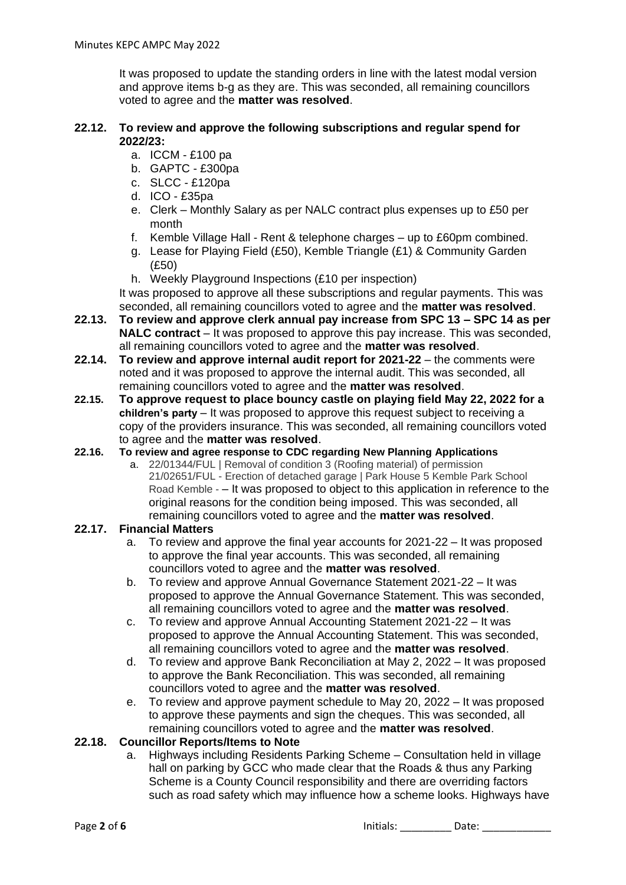It was proposed to update the standing orders in line with the latest modal version and approve items b-g as they are. This was seconded, all remaining councillors voted to agree and the **matter was resolved**.

**22.12. To review and approve the following subscriptions and regular spend for 2022/23:**

a. ICCM - £100 pa
b. GAPTC - £300pa
c. SLCC - £120pa
d. ICO - £35pa
e. Clerk – Monthly Salary as per NALC contract plus expenses up to £50 per month
f. Kemble Village Hall - Rent & telephone charges – up to £60pm combined.
g. Lease for Playing Field (£50), Kemble Triangle (£1) & Community Garden (£50)
h. Weekly Playground Inspections (£10 per inspection)

It was proposed to approve all these subscriptions and regular payments. This was seconded, all remaining councillors voted to agree and the **matter was resolved**.

**22.13. To review and approve clerk annual pay increase from SPC 13 – SPC 14 as per NALC contract** – It was proposed to approve this pay increase. This was seconded, all remaining councillors voted to agree and the **matter was resolved**.

**22.14. To review and approve internal audit report for 2021-22** – the comments were noted and it was proposed to approve the internal audit. This was seconded, all remaining councillors voted to agree and the **matter was resolved**.

**22.15. To approve request to place bouncy castle on playing field May 22, 2022 for a children's party** – It was proposed to approve this request subject to receiving a copy of the providers insurance. This was seconded, all remaining councillors voted to agree and the **matter was resolved**.

**22.16. To review and agree response to CDC regarding New Planning Applications**

a. 22/01344/FUL | Removal of condition 3 (Roofing material) of permission 21/02651/FUL - Erection of detached garage | Park House 5 Kemble Park School Road Kemble - – It was proposed to object to this application in reference to the original reasons for the condition being imposed. This was seconded, all remaining councillors voted to agree and the **matter was resolved**.

**22.17. Financial Matters**

a. To review and approve the final year accounts for 2021-22 – It was proposed to approve the final year accounts. This was seconded, all remaining councillors voted to agree and the **matter was resolved**.
b. To review and approve Annual Governance Statement 2021-22 – It was proposed to approve the Annual Governance Statement. This was seconded, all remaining councillors voted to agree and the **matter was resolved**.
c. To review and approve Annual Accounting Statement 2021-22 – It was proposed to approve the Annual Accounting Statement. This was seconded, all remaining councillors voted to agree and the **matter was resolved**.
d. To review and approve Bank Reconciliation at May 2, 2022 – It was proposed to approve the Bank Reconciliation. This was seconded, all remaining councillors voted to agree and the **matter was resolved**.
e. To review and approve payment schedule to May 20, 2022 – It was proposed to approve these payments and sign the cheques. This was seconded, all remaining councillors voted to agree and the **matter was resolved**.

**22.18. Councillor Reports/Items to Note**

a. Highways including Residents Parking Scheme – Consultation held in village hall on parking by GCC who made clear that the Roads & thus any Parking Scheme is a County Council responsibility and there are overriding factors such as road safety which may influence how a scheme looks. Highways have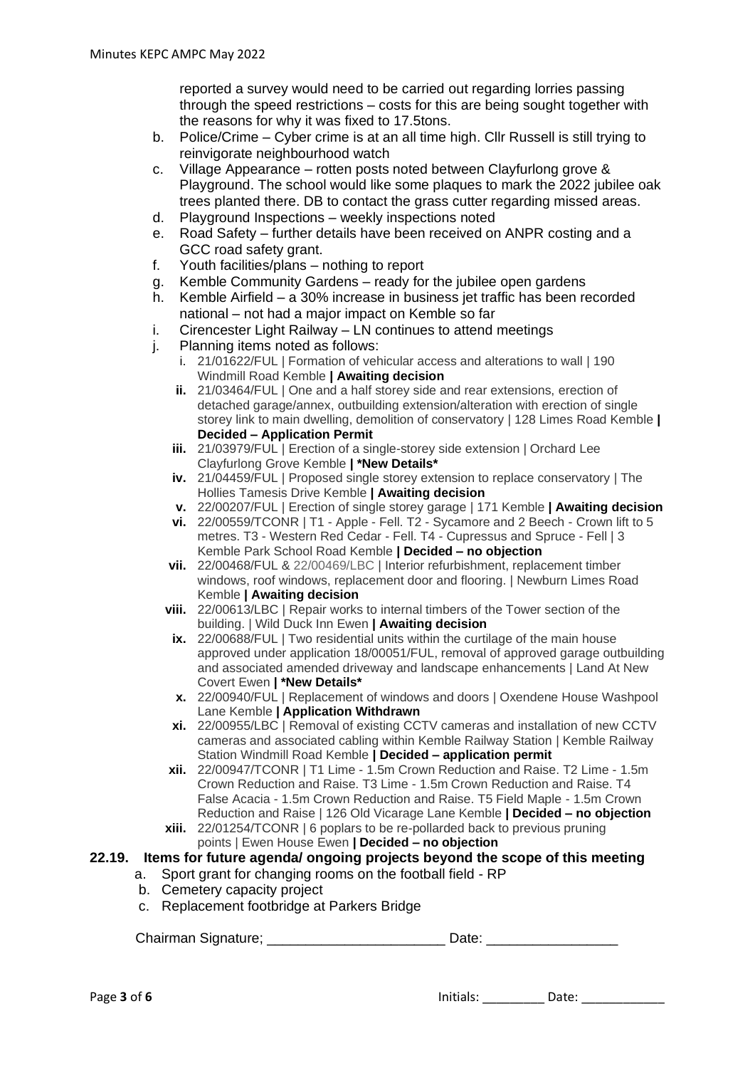reported a survey would need to be carried out regarding lorries passing through the speed restrictions – costs for this are being sought together with the reasons for why it was fixed to 17.5tons.

b. Police/Crime – Cyber crime is at an all time high. Cllr Russell is still trying to reinvigorate neighbourhood watch
c. Village Appearance – rotten posts noted between Clayfurlong grove & Playground. The school would like some plaques to mark the 2022 jubilee oak trees planted there. DB to contact the grass cutter regarding missed areas.
d. Playground Inspections – weekly inspections noted
e. Road Safety – further details have been received on ANPR costing and a GCC road safety grant.
f. Youth facilities/plans – nothing to report
g. Kemble Community Gardens – ready for the jubilee open gardens
h. Kemble Airfield – a 30% increase in business jet traffic has been recorded national – not had a major impact on Kemble so far
i. Cirencester Light Railway – LN continues to attend meetings
j. Planning items noted as follows:
   - i. 21/01622/FUL | Formation of vehicular access and alterations to wall | 190 Windmill Road Kemble **| Awaiting decision**
   - **ii.** 21/03464/FUL | One and a half storey side and rear extensions, erection of detached garage/annex, outbuilding extension/alteration with erection of single storey link to main dwelling, demolition of conservatory | 128 Limes Road Kemble **| Decided – Application Permit**
   - **iii.** 21/03979/FUL | Erection of a single-storey side extension | Orchard Lee Clayfurlong Grove Kemble **| *New Details***
   - **iv.** 21/04459/FUL | Proposed single storey extension to replace conservatory | The Hollies Tamesis Drive Kemble **| Awaiting decision**
   - **v.** 22/00207/FUL | Erection of single storey garage | 171 Kemble **| Awaiting decision**
   - **vi.** 22/00559/TCONR | T1 - Apple - Fell. T2 - Sycamore and 2 Beech - Crown lift to 5 metres. T3 - Western Red Cedar - Fell. T4 - Cupressus and Spruce - Fell | 3 Kemble Park School Road Kemble **| Decided – no objection**
   - **vii.** 22/00468/FUL & 22/00469/LBC | Interior refurbishment, replacement timber windows, roof windows, replacement door and flooring. | Newburn Limes Road Kemble **| Awaiting decision**
   - **viii.** 22/00613/LBC | Repair works to internal timbers of the Tower section of the building. | Wild Duck Inn Ewen **| Awaiting decision**
   - **ix.** 22/00688/FUL | Two residential units within the curtilage of the main house approved under application 18/00051/FUL, removal of approved garage outbuilding and associated amended driveway and landscape enhancements | Land At New Covert Ewen **| *New Details***
   - **x.** 22/00940/FUL | Replacement of windows and doors | Oxendene House Washpool Lane Kemble **| Application Withdrawn**
   - **xi.** 22/00955/LBC | Removal of existing CCTV cameras and installation of new CCTV cameras and associated cabling within Kemble Railway Station | Kemble Railway Station Windmill Road Kemble **| Decided – application permit**
   - **xii.** 22/00947/TCONR | T1 Lime - 1.5m Crown Reduction and Raise. T2 Lime - 1.5m Crown Reduction and Raise. T3 Lime - 1.5m Crown Reduction and Raise. T4 False Acacia - 1.5m Crown Reduction and Raise. T5 Field Maple - 1.5m Crown Reduction and Raise | 126 Old Vicarage Lane Kemble **| Decided – no objection**
   - **xiii.** 22/01254/TCONR | 6 poplars to be re-pollarded back to previous pruning points | Ewen House Ewen **| Decided – no objection**

**22.19. Items for future agenda/ ongoing projects beyond the scope of this meeting**

a. Sport grant for changing rooms on the football field - RP
b. Cemetery capacity project
c. Replacement footbridge at Parkers Bridge

Chairman Signature; ______________________ Date: ________________

Initials: ________ Date: ___________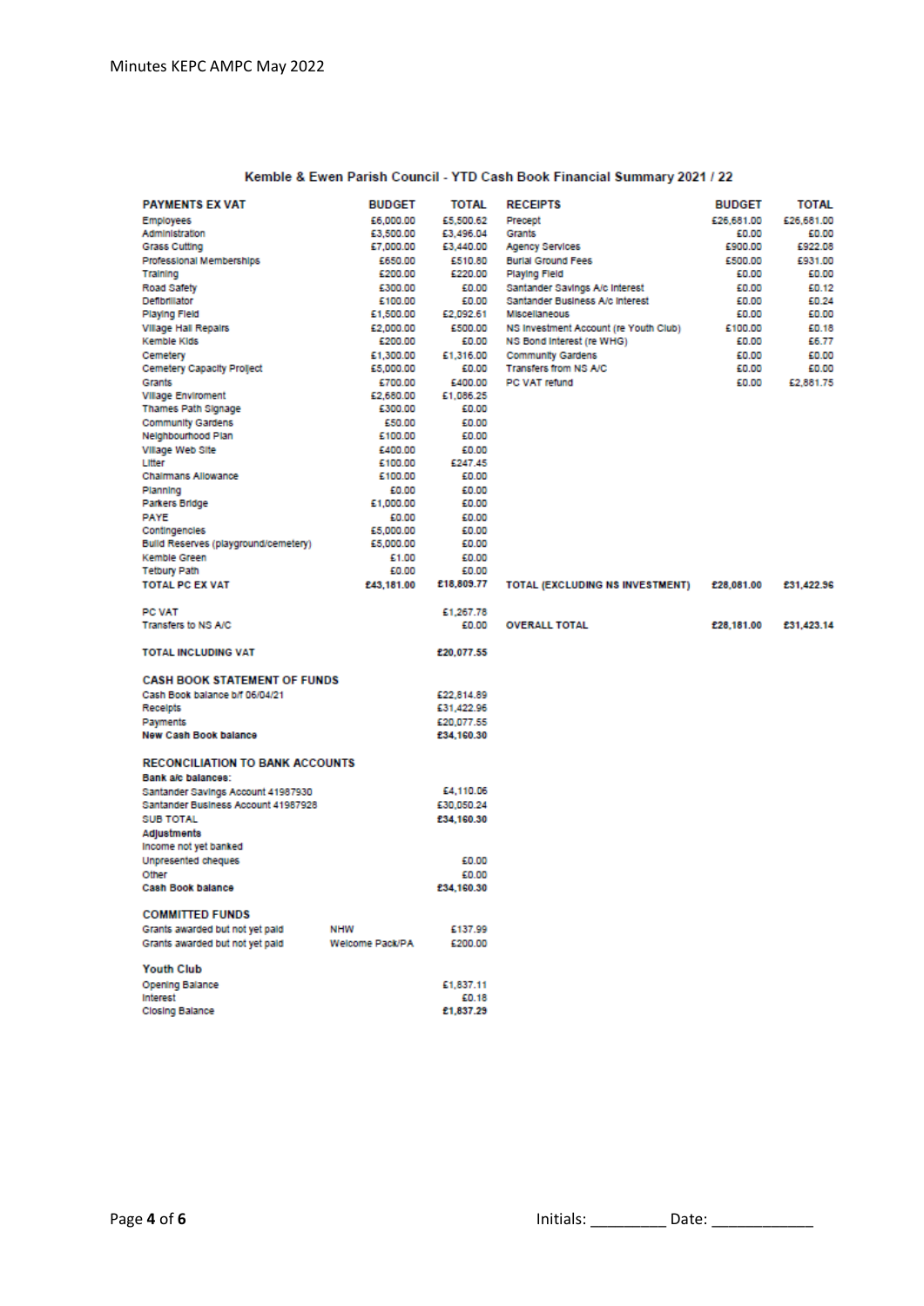## Kemble & Ewen Parish Council - YTD Cash Book Financial Summary 2021 / 22

| PAYMENTS EX VAT | BUDGET | TOTAL | RECEIPTS | BUDGET | TOTAL |
|---|---|---|---|---|---|
| Employees | £6,000.00 | £5,500.62 | Precept | £26,681.00 | £26,681.00 |
| Administration | £3,500.00 | £3,496.04 | Grants | £0.00 | £0.00 |
| Grass Cutting | £7,000.00 | £3,440.00 | Agency Services | £900.00 | £922.08 |
| Professional Memberships | £650.00 | £510.80 | Burial Ground Fees | £500.00 | £931.00 |
| Training | £200.00 | £220.00 | Playing Field | £0.00 | £0.00 |
| Road Safety | £300.00 | £0.00 | Santander Savings A/c Interest | £0.00 | £0.12 |
| Defibrillator | £100.00 | £0.00 | Santander Business A/c Interest | £0.00 | £0.24 |
| Playing Field | £1,500.00 | £2,092.61 | Miscellaneous | £0.00 | £0.00 |
| Village Hall Repairs | £2,000.00 | £500.00 | NS Investment Account (re Youth Club) | £100.00 | £0.18 |
| Kemble Kids | £200.00 | £0.00 | NS Bond Interest (re WHG) | £0.00 | £6.77 |
| Cemetery | £1,300.00 | £1,316.00 | Community Gardens | £0.00 | £0.00 |
| Cemetery Capacity Project | £5,000.00 | £0.00 | Transfers from NS A/C | £0.00 | £0.00 |
| Grants | £700.00 | £400.00 | PC VAT refund | £0.00 | £2,881.75 |
| Village Enviroment | £2,680.00 | £1,086.25 | | | |
| Thames Path Signage | £300.00 | £0.00 | | | |
| Community Gardens | £50.00 | £0.00 | | | |
| Neighbourhood Plan | £100.00 | £0.00 | | | |
| Village Web Site | £400.00 | £0.00 | | | |
| Litter | £100.00 | £247.45 | | | |
| Chairmans Allowance | £100.00 | £0.00 | | | |
| Planning | £0.00 | £0.00 | | | |
| Parkers Bridge | £1,000.00 | £0.00 | | | |
| PAYE | £0.00 | £0.00 | | | |
| Contingencies | £5,000.00 | £0.00 | | | |
| Build Reserves (playground/cemetery) | £5,000.00 | £0.00 | | | |
| Kemble Green | £1.00 | £0.00 | | | |
| Tetbury Path | £0.00 | £0.00 | | | |
| **TOTAL PC EX VAT** | **£43,181.00** | **£18,809.77** | **TOTAL (EXCLUDING NS INVESTMENT)** | **£28,081.00** | **£31,422.96** |
| PC VAT | | £1,267.78 | | | |
| Transfers to NS A/C | | £0.00 | **OVERALL TOTAL** | **£28,181.00** | **£31,423.14** |
| **TOTAL INCLUDING VAT** | | **£20,077.55** | | | |

### CASH BOOK STATEMENT OF FUNDS

| | |
|---|---|
| Cash Book balance b/f 06/04/21 | £22,814.89 |
| Receipts | £31,422.96 |
| Payments | £20,077.55 |
| **New Cash Book balance** | **£34,160.30** |

### RECONCILIATION TO BANK ACCOUNTS

| | |
|---|---|
| **Bank a/c balances:** | |
| Santander Savings Account 41987930 | £4,110.06 |
| Santander Business Account 41987928 | £30,050.24 |
| SUB TOTAL | **£34,160.30** |
| **Adjustments** | |
| Income not yet banked | |
| Unpresented cheques | £0.00 |
| Other | £0.00 |
| **Cash Book balance** | **£34,160.30** |

### COMMITTED FUNDS

| | | |
|---|---|---|
| Grants awarded but not yet paid | NHW | £137.99 |
| Grants awarded but not yet paid | Welcome Pack/PA | £200.00 |

### Youth Club

| | |
|---|---|
| Opening Balance | £1,837.11 |
| Interest | £0.18 |
| Closing Balance | **£1,837.29** |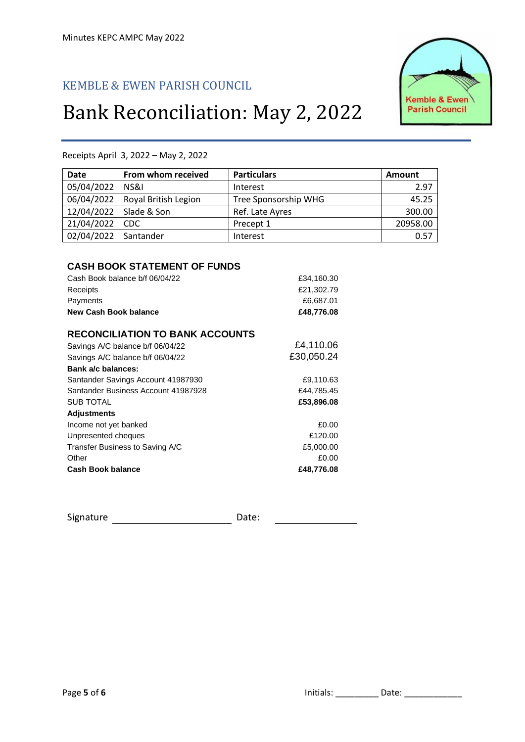KEMBLE & EWEN PARISH COUNCIL

# Bank Reconciliation: May 2, 2022

Receipts April 3, 2022 – May 2, 2022

| Date | From whom received | Particulars | Amount |
|---|---|---|---|
| 05/04/2022 | NS&I | Interest | 2.97 |
| 06/04/2022 | Royal British Legion | Tree Sponsorship WHG | 45.25 |
| 12/04/2022 | Slade & Son | Ref. Late Ayres | 300.00 |
| 21/04/2022 | CDC | Precept 1 | 20958.00 |
| 02/04/2022 | Santander | Interest | 0.57 |

## CASH BOOK STATEMENT OF FUNDS

| | |
|---|---|
| Cash Book balance b/f 06/04/22 | £34,160.30 |
| Receipts | £21,302.79 |
| Payments | £6,687.01 |
| **New Cash Book balance** | **£48,776.08** |

## RECONCILIATION TO BANK ACCOUNTS

| | |
|---|---|
| Savings A/C balance b/f 06/04/22 | £4,110.06 |
| Savings A/C balance b/f 06/04/22 | £30,050.24 |
| **Bank a/c balances:** | |
| Santander Savings Account 41987930 | £9,110.63 |
| Santander Business Account 41987928 | £44,785.45 |
| SUB TOTAL | **£53,896.08** |
| **Adjustments** | |
| Income not yet banked | £0.00 |
| Unpresented cheques | £120.00 |
| Transfer Business to Saving A/C | £5,000.00 |
| Other | £0.00 |
| **Cash Book balance** | **£48,776.08** |

Signature \_\_\_\_\_\_\_\_\_\_\_\_\_\_\_\_\_\_\_\_\_\_\_\_ Date: \_\_\_\_\_\_\_\_\_\_\_\_\_\_\_\_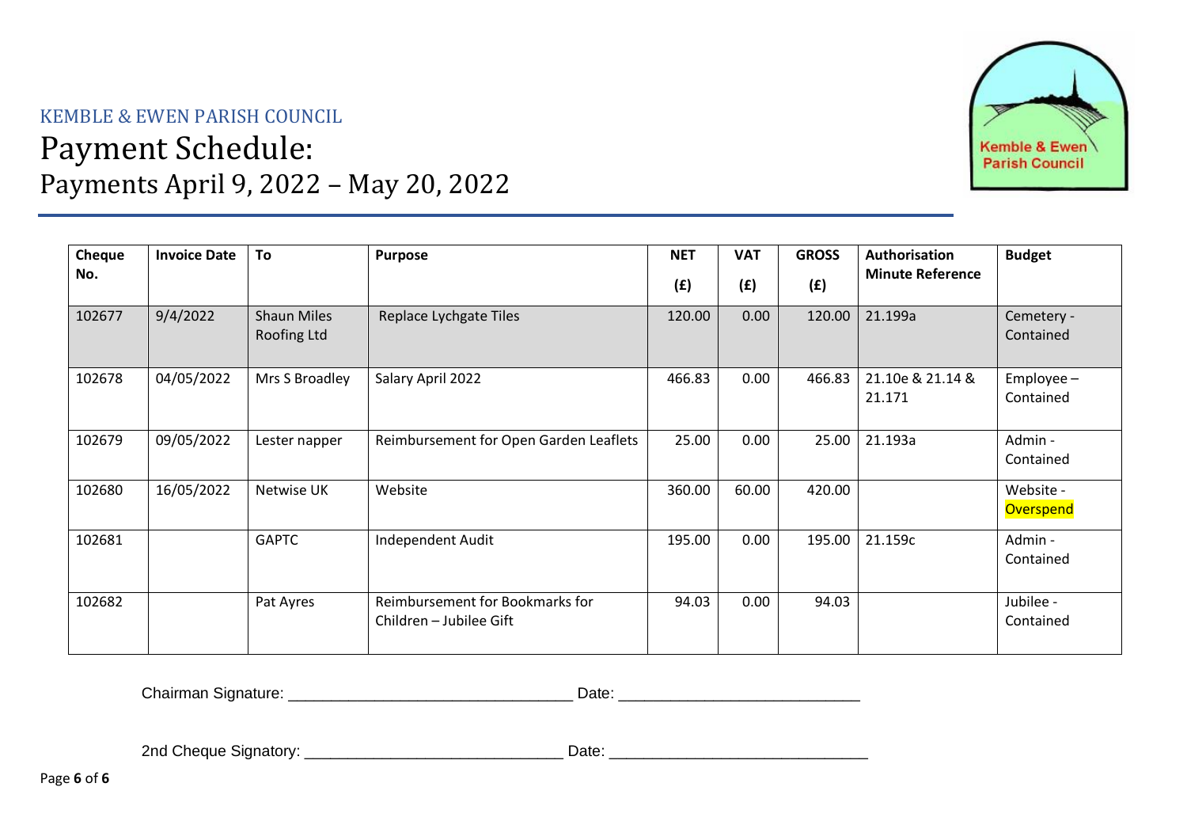KEMBLE & EWEN PARISH COUNCIL

# Payment Schedule:
## Payments April 9, 2022 – May 20, 2022

| Cheque No. | Invoice Date | To | Purpose | NET (£) | VAT (£) | GROSS (£) | Authorisation Minute Reference | Budget |
|---|---|---|---|---|---|---|---|---|
| 102677 | 9/4/2022 | Shaun Miles Roofing Ltd | Replace Lychgate Tiles | 120.00 | 0.00 | 120.00 | 21.199a | Cemetery - Contained |
| 102678 | 04/05/2022 | Mrs S Broadley | Salary April 2022 | 466.83 | 0.00 | 466.83 | 21.10e & 21.14 & 21.171 | Employee – Contained |
| 102679 | 09/05/2022 | Lester napper | Reimbursement for Open Garden Leaflets | 25.00 | 0.00 | 25.00 | 21.193a | Admin - Contained |
| 102680 | 16/05/2022 | Netwise UK | Website | 360.00 | 60.00 | 420.00 | | Website - Overspend |
| 102681 | | GAPTC | Independent Audit | 195.00 | 0.00 | 195.00 | 21.159c | Admin - Contained |
| 102682 | | Pat Ayres | Reimbursement for Bookmarks for Children – Jubilee Gift | 94.03 | 0.00 | 94.03 | | Jubilee - Contained |

Chairman Signature: ________________________________ Date: ___________________________

2nd Cheque Signatory: _____________________________ Date: _____________________________